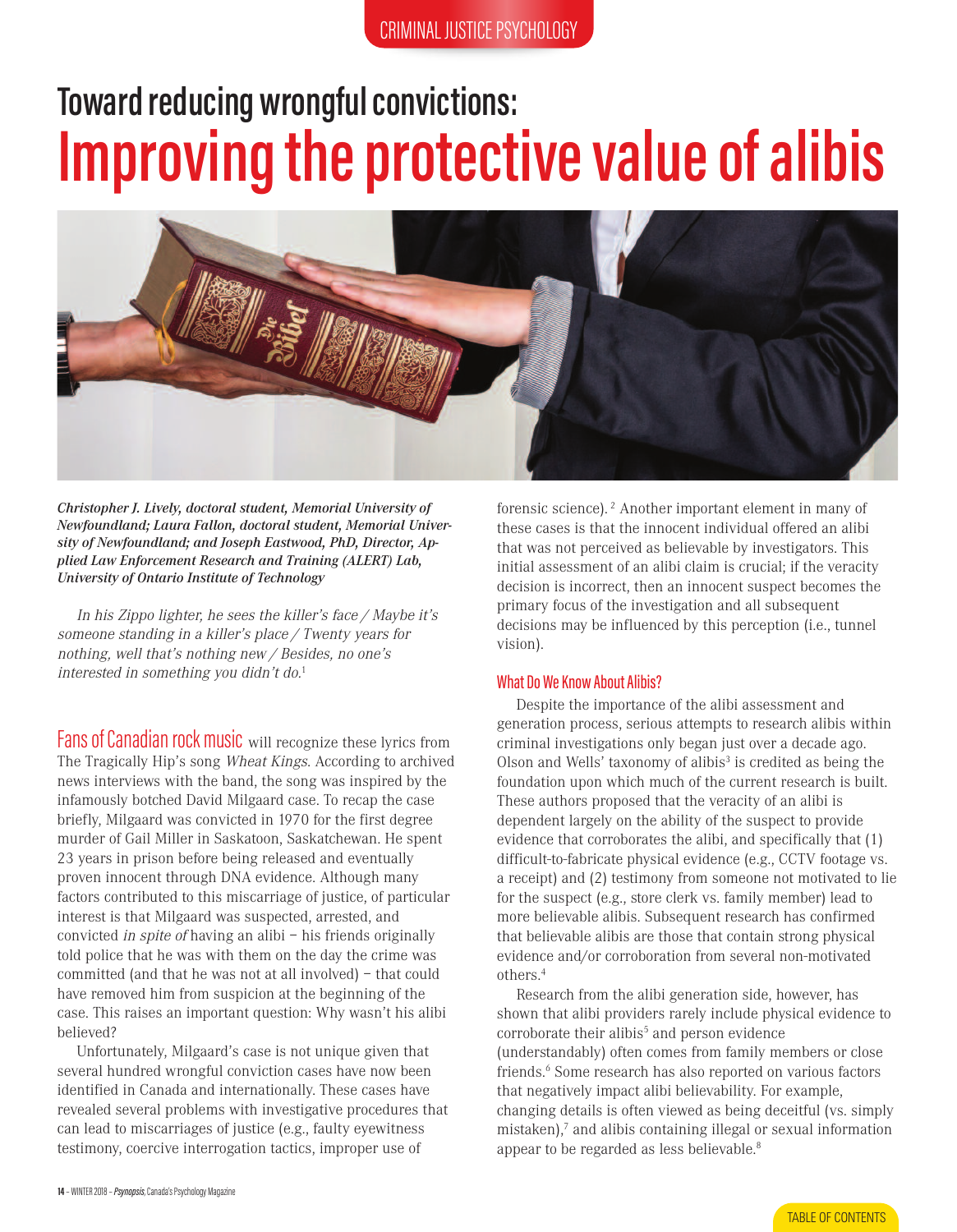CRIMINAL JUSTICE PSYCHOLOGY

# Toward reducing wrongful convictions: Improving the protective value of alibis

*Christopher J. Lively, doctoral student, Memorial University of Newfoundland; Laura Fallon, doctoral student, Memorial University of Newfoundland; and Joseph Eastwood, PhD, Director, Applied Law Enforcement Research and Training (ALERT) Lab, University of Ontario Institute of Technology*

*In his Zippo lighter, he sees the killer's face / Maybe it's someone standing in a killer's place / Twenty years for nothing, well that's nothing new / Besides, no one's interested in something you didn't do.*[1]

Fans of Canadian rock music will recognize these lyrics from The Tragically Hip's song *Wheat Kings*. According to archived news interviews with the band, the song was inspired by the infamously botched David Milgaard case. To recap the case briefly, Milgaard was convicted in 1970 for the first degree murder of Gail Miller in Saskatoon, Saskatchewan. He spent 23 years in prison before being released and eventually proven innocent through DNA evidence. Although many factors contributed to this miscarriage of justice, of particular interest is that Milgaard was suspected, arrested, and convicted *in spite of* having an alibi – his friends originally told police that he was with them on the day the crime was committed (and that he was not at all involved) – that could have removed him from suspicion at the beginning of the case. This raises an important question: Why wasn't his alibi believed?

Unfortunately, Milgaard's case is not unique given that several hundred wrongful conviction cases have now been identified in Canada and internationally. These cases have revealed several problems with investigative procedures that can lead to miscarriages of justice (e.g., faulty eyewitness testimony, coercive interrogation tactics, improper use of forensic science).[2] Another important element in many of these cases is that the innocent individual offered an alibi that was not perceived as believable by investigators. This initial assessment of an alibi claim is crucial; if the veracity decision is incorrect, then an innocent suspect becomes the primary focus of the investigation and all subsequent decisions may be influenced by this perception (i.e., tunnel vision).

## What Do We Know About Alibis?

Despite the importance of the alibi assessment and generation process, serious attempts to research alibis within criminal investigations only began just over a decade ago. Olson and Wells' taxonomy of alibis[3] is credited as being the foundation upon which much of the current research is built. These authors proposed that the veracity of an alibi is dependent largely on the ability of the suspect to provide evidence that corroborates the alibi, and specifically that (1) difficult-to-fabricate physical evidence (e.g., CCTV footage vs. a receipt) and (2) testimony from someone not motivated to lie for the suspect (e.g., store clerk vs. family member) lead to more believable alibis. Subsequent research has confirmed that believable alibis are those that contain strong physical evidence and/or corroboration from several non-motivated others.[4]

Research from the alibi generation side, however, has shown that alibi providers rarely include physical evidence to corroborate their alibis[5] and person evidence (understandably) often comes from family members or close friends.[6] Some research has also reported on various factors that negatively impact alibi believability. For example, changing details is often viewed as being deceitful (vs. simply mistaken),[7] and alibis containing illegal or sexual information appear to be regarded as less believable.[8]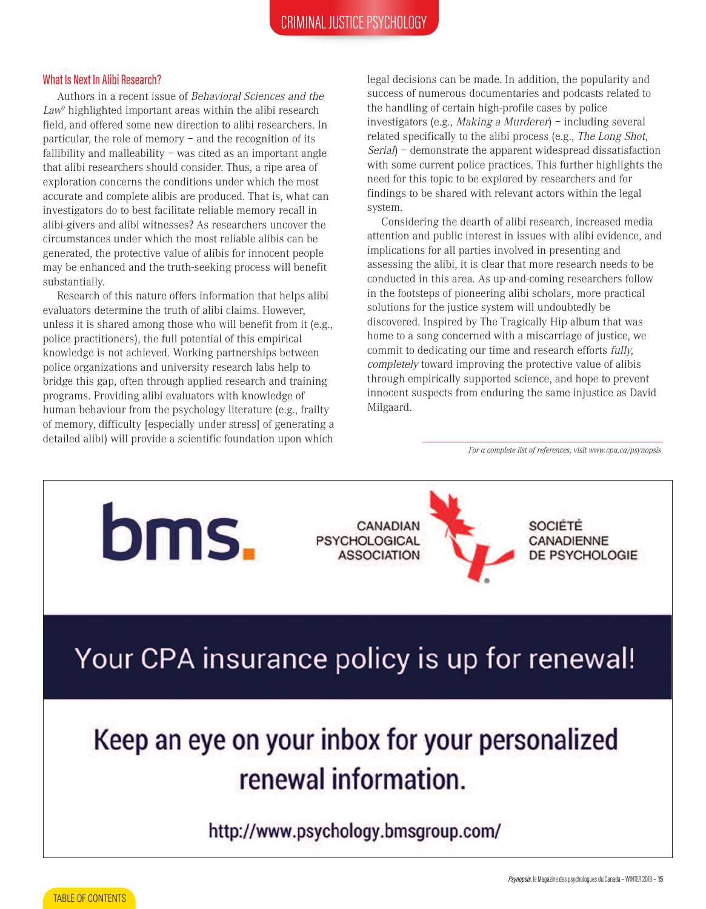## What Is Next In Alibi Research?

Authors in a recent issue of *Behavioral Sciences and the Law*[9] highlighted important areas within the alibi research field, and offered some new direction to alibi researchers. In particular, the role of memory – and the recognition of its fallibility and malleability – was cited as an important angle that alibi researchers should consider. Thus, a ripe area of exploration concerns the conditions under which the most accurate and complete alibis are produced. That is, what can investigators do to best facilitate reliable memory recall in alibi-givers and alibi witnesses? As researchers uncover the circumstances under which the most reliable alibis can be generated, the protective value of alibis for innocent people may be enhanced and the truth-seeking process will benefit substantially.

Research of this nature offers information that helps alibi evaluators determine the truth of alibi claims. However, unless it is shared among those who will benefit from it (e.g., police practitioners), the full potential of this empirical knowledge is not achieved. Working partnerships between police organizations and university research labs help to bridge this gap, often through applied research and training programs. Providing alibi evaluators with knowledge of human behaviour from the psychology literature (e.g., frailty of memory, difficulty [especially under stress] of generating a detailed alibi) will provide a scientific foundation upon which legal decisions can be made. In addition, the popularity and success of numerous documentaries and podcasts related to the handling of certain high-profile cases by police investigators (e.g., *Making a Murderer*) – including several related specifically to the alibi process (e.g., *The Long Shot*, *Serial*) – demonstrate the apparent widespread dissatisfaction with some current police practices. This further highlights the need for this topic to be explored by researchers and for findings to be shared with relevant actors within the legal system.

Considering the dearth of alibi research, increased media attention and public interest in issues with alibi evidence, and implications for all parties involved in presenting and assessing the alibi, it is clear that more research needs to be conducted in this area. As up-and-coming researchers follow in the footsteps of pioneering alibi scholars, more practical solutions for the justice system will undoubtedly be discovered. Inspired by The Tragically Hip album that was home to a song concerned with a miscarriage of justice, we commit to dedicating our time and research efforts *fully, completely* toward improving the protective value of alibis through empirically supported science, and hope to prevent innocent suspects from enduring the same injustice as David Milgaard.

*For a complete list of references, visit www.cpa.ca/psynopsis*

---

bms.

CANADIAN PSYCHOLOGICAL ASSOCIATION

SOCIÉTÉ CANADIENNE DE PSYCHOLOGIE

**Your CPA insurance policy is up for renewal!**

**Keep an eye on your inbox for your personalized renewal information.**

**http://www.psychology.bmsgroup.com/**